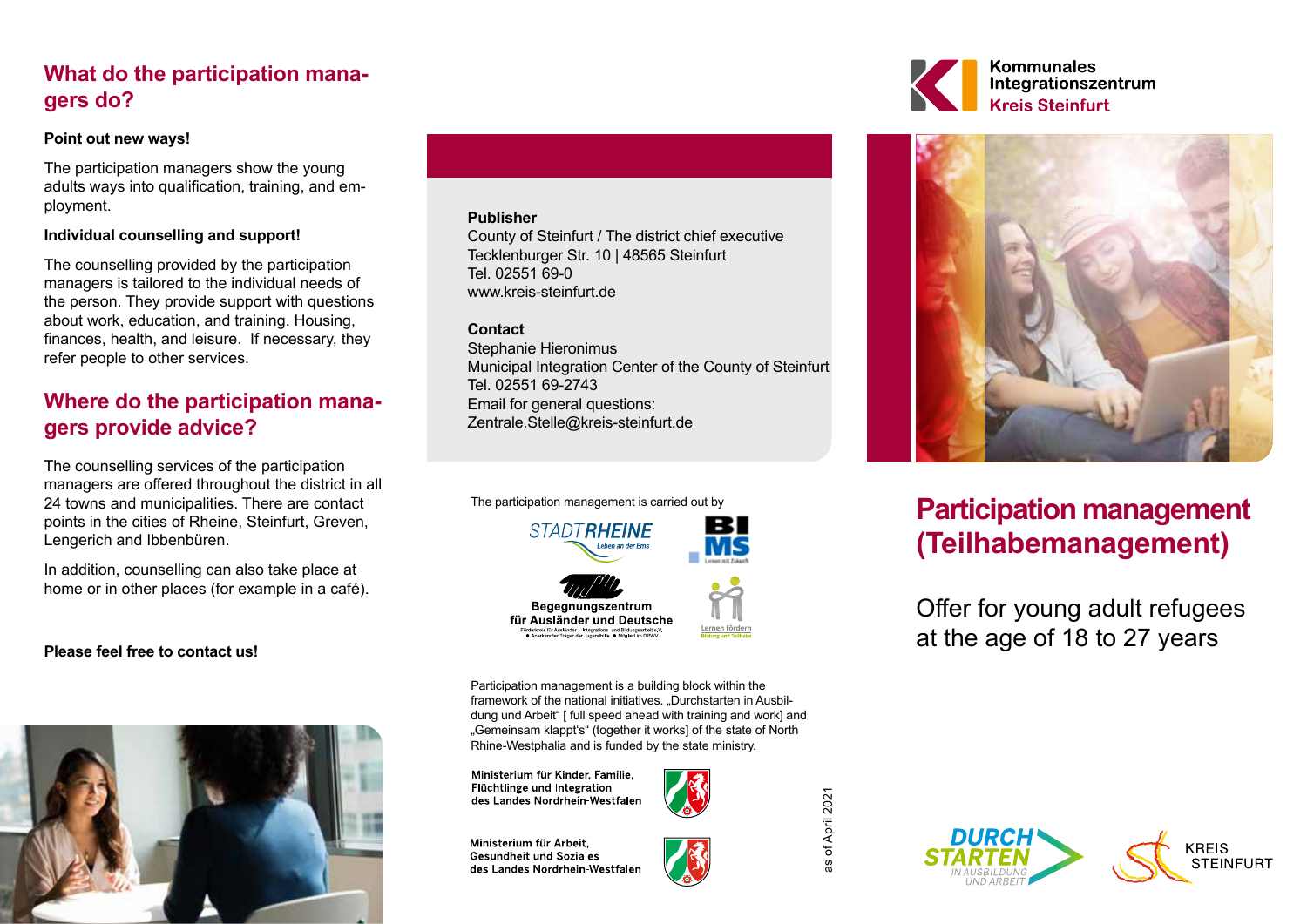## What do the participation managers do?

**Point out new ways!**

The participation managers show the young adults ways into qualification, training, and employment.

**Individual counselling and support!**

The counselling provided by the participation managers is tailored to the individual needs of the person. They provide support with questions about work, education, and training. Housing, finances, health, and leisure. If necessary, they refer people to other services.

## Where do the participation managers provide advice?

The counselling services of the participation managers are offered throughout the district in all 24 towns and municipalities. There are contact points in the cities of Rheine, Steinfurt, Greven, Lengerich and Ibbenbüren.

In addition, counselling can also take place at home or in other places (for example in a café).

**Please feel free to contact us!**

**Publisher**
County of Steinfurt / The district chief executive
Tecklenburger Str. 10 | 48565 Steinfurt
Tel. 02551 69-0
www.kreis-steinfurt.de

**Contact**
Stephanie Hieronimus
Municipal Integration Center of the County of Steinfurt
Tel. 02551 69-2743
Email for general questions:
Zentrale.Stelle@kreis-steinfurt.de

The participation management is carried out by

STADTRHEINE Leben an der Ems

BIMS Lernen mit Zukunft

Begegnungszentrum für Ausländer und Deutsche

Lernen fördern Bildung und Teilhabe

Participation management is a building block within the framework of the national initiatives. „Durchstarten in Ausbildung und Arbeit" [ full speed ahead with training and work] and „Gemeinsam klappt's" (together it works] of the state of North Rhine-Westphalia and is funded by the state ministry.

Ministerium für Kinder, Familie, Flüchtlinge und Integration des Landes Nordrhein-Westfalen

Ministerium für Arbeit, Gesundheit und Soziales des Landes Nordrhein-Westfalen

as of April 2021

Kommunales Integrationszentrum Kreis Steinfurt

# Participation management (Teilhabemanagement)

Offer for young adult refugees at the age of 18 to 27 years

DURCHSTARTEN IN AUSBILDUNG UND ARBEIT

KREIS STEINFURT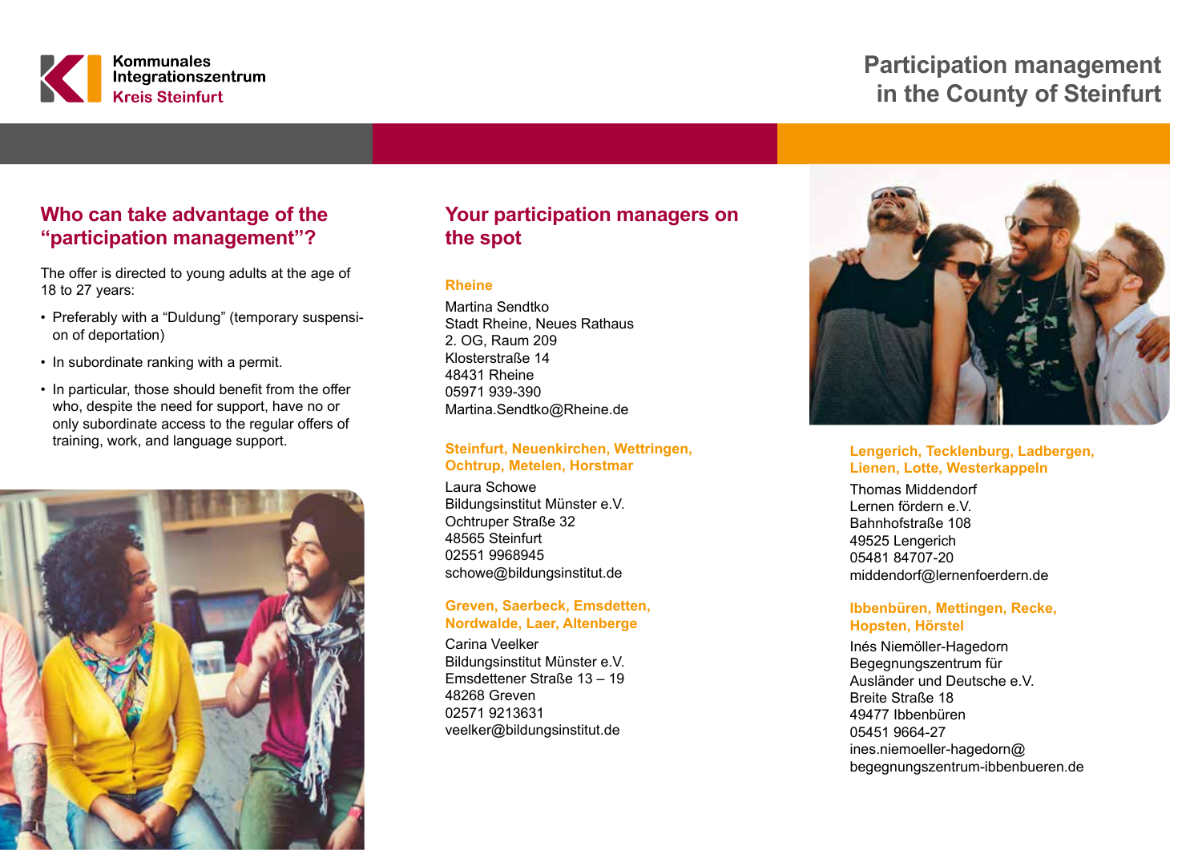Kommunales Integrationszentrum
Kreis Steinfurt

# Participation management in the County of Steinfurt

## Who can take advantage of the "participation management"?

The offer is directed to young adults at the age of 18 to 27 years:

- Preferably with a "Duldung" (temporary suspension of deportation)
- In subordinate ranking with a permit.
- In particular, those should benefit from the offer who, despite the need for support, have no or only subordinate access to the regular offers of training, work, and language support.

## Your participation managers on the spot

### Rheine

Martina Sendtko
Stadt Rheine, Neues Rathaus
2. OG, Raum 209
Klosterstraße 14
48431 Rheine
05971 939-390
Martina.Sendtko@Rheine.de

### Steinfurt, Neuenkirchen, Wettringen, Ochtrup, Metelen, Horstmar

Laura Schowe
Bildungsinstitut Münster e.V.
Ochtruper Straße 32
48565 Steinfurt
02551 9968945
schowe@bildungsinstitut.de

### Greven, Saerbeck, Emsdetten, Nordwalde, Laer, Altenberge

Carina Veelker
Bildungsinstitut Münster e.V.
Emsdettener Straße 13 – 19
48268 Greven
02571 9213631
veelker@bildungsinstitut.de

### Lengerich, Tecklenburg, Ladbergen, Lienen, Lotte, Westerkappeln

Thomas Middendorf
Lernen fördern e.V.
Bahnhofstraße 108
49525 Lengerich
05481 84707-20
middendorf@lernenfoerdern.de

### Ibbenbüren, Mettingen, Recke, Hopsten, Hörstel

Inés Niemöller-Hagedorn
Begegnungszentrum für Ausländer und Deutsche e.V.
Breite Straße 18
49477 Ibbenbüren
05451 9664-27
ines.niemoeller-hagedorn@begegnungszentrum-ibbenbueren.de